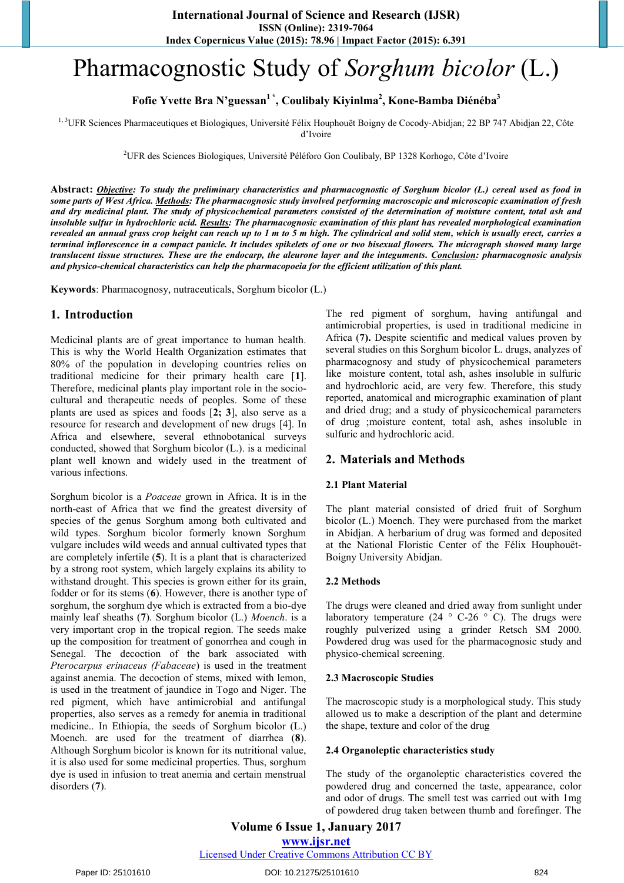# Pharmacognostic Study of *Sorghum bicolor* (L.)

**Fofie Yvette Bra N'guessan[1 *], Coulibaly Kiyinlma[2], Kone-Bamba Diénéba[3]**

[1, 3]UFR Sciences Pharmaceutiques et Biologiques, Université Félix Houphouët Boigny de Cocody-Abidjan; 22 BP 747 Abidjan 22, Côte d'Ivoire

[2]UFR des Sciences Biologiques, Université Péléforo Gon Coulibaly, BP 1328 Korhogo, Côte d'Ivoire

**Abstract:** ***Objective****: To study the preliminary characteristics and pharmacognostic of Sorghum bicolor (L.) cereal used as food in some parts of West Africa.* ***Methods****: The pharmacognosic study involved performing macroscopic and microscopic examination of fresh and dry medicinal plant. The study of physicochemical parameters consisted of the determination of moisture content, total ash and insoluble sulfur in hydrochloric acid.* ***Results****: The pharmacognosic examination of this plant has revealed morphological examination revealed an annual grass crop height can reach up to 1 m to 5 m high. The cylindrical and solid stem, which is usually erect, carries a terminal inflorescence in a compact panicle. It includes spikelets of one or two bisexual flowers. The micrograph showed many large translucent tissue structures. These are the endocarp, the aleurone layer and the integuments.* ***Conclusion****: pharmacognosic analysis and physico-chemical characteristics can help the pharmacopoeia for the efficient utilization of this plant.*

**Keywords**: Pharmacognosy, nutraceuticals, Sorghum bicolor (L.)

## 1. Introduction

Medicinal plants are of great importance to human health. This is why the World Health Organization estimates that 80% of the population in developing countries relies on traditional medicine for their primary health care [**1**]. Therefore, medicinal plants play important role in the socio-cultural and therapeutic needs of peoples. Some of these plants are used as spices and foods [**2; 3**], also serve as a resource for research and development of new drugs [4]. In Africa and elsewhere, several ethnobotanical surveys conducted, showed that Sorghum bicolor (L.). is a medicinal plant well known and widely used in the treatment of various infections.

Sorghum bicolor is a *Poaceae* grown in Africa. It is in the north-east of Africa that we find the greatest diversity of species of the genus Sorghum among both cultivated and wild types. Sorghum bicolor formerly known Sorghum vulgare includes wild weeds and annual cultivated types that are completely infertile (**5**). It is a plant that is characterized by a strong root system, which largely explains its ability to withstand drought. This species is grown either for its grain, fodder or for its stems (**6**). However, there is another type of sorghum, the sorghum dye which is extracted from a bio-dye mainly leaf sheaths (**7**). Sorghum bicolor (L.) *Moench*. is a very important crop in the tropical region. The seeds make up the composition for treatment of gonorrhea and cough in Senegal. The decoction of the bark associated with *Pterocarpus erinaceus (Fabaceae)* is used in the treatment against anemia. The decoction of stems, mixed with lemon, is used in the treatment of jaundice in Togo and Niger. The red pigment, which have antimicrobial and antifungal properties, also serves as a remedy for anemia in traditional medicine.. In Ethiopia, the seeds of Sorghum bicolor (L.) Moench. are used for the treatment of diarrhea (**8**). Although Sorghum bicolor is known for its nutritional value, it is also used for some medicinal properties. Thus, sorghum dye is used in infusion to treat anemia and certain menstrual disorders (**7**).

The red pigment of sorghum, having antifungal and antimicrobial properties, is used in traditional medicine in Africa (**7**). Despite scientific and medical values proven by several studies on this Sorghum bicolor L. drugs, analyzes of pharmacognosy and study of physicochemical parameters like moisture content, total ash, ashes insoluble in sulfuric and hydrochloric acid, are very few. Therefore, this study reported, anatomical and micrographic examination of plant and dried drug; and a study of physicochemical parameters of drug ;moisture content, total ash, ashes insoluble in sulfuric and hydrochloric acid.

## 2. Materials and Methods

### 2.1 Plant Material

The plant material consisted of dried fruit of Sorghum bicolor (L.) Moench. They were purchased from the market in Abidjan. A herbarium of drug was formed and deposited at the National Floristic Center of the Félix Houphouët-Boigny University Abidjan.

### 2.2 Methods

The drugs were cleaned and dried away from sunlight under laboratory temperature (24 ° C-26 ° C). The drugs were roughly pulverized using a grinder Retsch SM 2000. Powdered drug was used for the pharmacognosic study and physico-chemical screening.

### 2.3 Macroscopic Studies

The macroscopic study is a morphological study. This study allowed us to make a description of the plant and determine the shape, texture and color of the drug

### 2.4 Organoleptic characteristics study

The study of the organoleptic characteristics covered the powdered drug and concerned the taste, appearance, color and odor of drugs. The smell test was carried out with 1mg of powdered drug taken between thumb and forefinger. The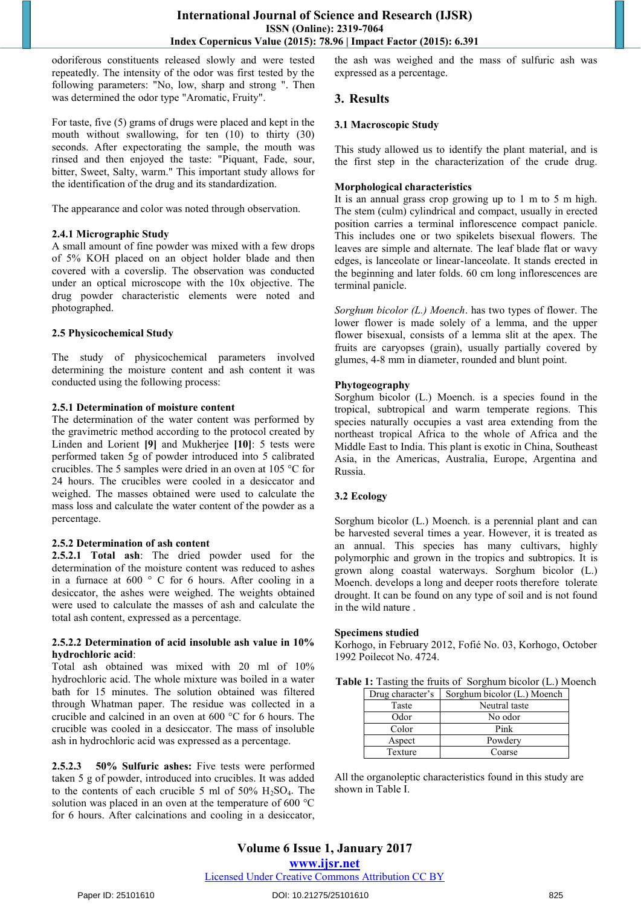odoriferous constituents released slowly and were tested repeatedly. The intensity of the odor was first tested by the following parameters: "No, low, sharp and strong ". Then was determined the odor type "Aromatic, Fruity".

For taste, five (5) grams of drugs were placed and kept in the mouth without swallowing, for ten (10) to thirty (30) seconds. After expectorating the sample, the mouth was rinsed and then enjoyed the taste: "Piquant, Fade, sour, bitter, Sweet, Salty, warm." This important study allows for the identification of the drug and its standardization.

The appearance and color was noted through observation.

#### 2.4.1 Micrographic Study

A small amount of fine powder was mixed with a few drops of 5% KOH placed on an object holder blade and then covered with a coverslip. The observation was conducted under an optical microscope with the 10x objective. The drug powder characteristic elements were noted and photographed.

### 2.5 Physicochemical Study

The study of physicochemical parameters involved determining the moisture content and ash content it was conducted using the following process:

#### 2.5.1 Determination of moisture content

The determination of the water content was performed by the gravimetric method according to the protocol created by Linden and Lorient **[9]** and Mukherjee **[10]**: 5 tests were performed taken 5g of powder introduced into 5 calibrated crucibles. The 5 samples were dried in an oven at 105 °C for 24 hours. The crucibles were cooled in a desiccator and weighed. The masses obtained were used to calculate the mass loss and calculate the water content of the powder as a percentage.

#### 2.5.2 Determination of ash content

**2.5.2.1 Total ash**: The dried powder used for the determination of the moisture content was reduced to ashes in a furnace at 600 ° C for 6 hours. After cooling in a desiccator, the ashes were weighed. The weights obtained were used to calculate the masses of ash and calculate the total ash content, expressed as a percentage.

**2.5.2.2 Determination of acid insoluble ash value in 10% hydrochloric acid**:

Total ash obtained was mixed with 20 ml of 10% hydrochloric acid. The whole mixture was boiled in a water bath for 15 minutes. The solution obtained was filtered through Whatman paper. The residue was collected in a crucible and calcined in an oven at 600 °C for 6 hours. The crucible was cooled in a desiccator. The mass of insoluble ash in hydrochloric acid was expressed as a percentage.

**2.5.2.3 50% Sulfuric ashes:** Five tests were performed taken 5 g of powder, introduced into crucibles. It was added to the contents of each crucible 5 ml of 50% $H_2SO_4$. The solution was placed in an oven at the temperature of 600 °C for 6 hours. After calcinations and cooling in a desiccator, the ash was weighed and the mass of sulfuric ash was expressed as a percentage.

## 3. Results

### 3.1 Macroscopic Study

This study allowed us to identify the plant material, and is the first step in the characterization of the crude drug.

**Morphological characteristics**

It is an annual grass crop growing up to 1 m to 5 m high. The stem (culm) cylindrical and compact, usually in erected position carries a terminal inflorescence compact panicle. This includes one or two spikelets bisexual flowers. The leaves are simple and alternate. The leaf blade flat or wavy edges, is lanceolate or linear-lanceolate. It stands erected in the beginning and later folds. 60 cm long inflorescences are terminal panicle.

*Sorghum bicolor (L.) Moench*. has two types of flower. The lower flower is made solely of a lemma, and the upper flower bisexual, consists of a lemma slit at the apex. The fruits are caryopses (grain), usually partially covered by glumes, 4-8 mm in diameter, rounded and blunt point.

**Phytogeography**

Sorghum bicolor (L.) Moench. is a species found in the tropical, subtropical and warm temperate regions. This species naturally occupies a vast area extending from the northeast tropical Africa to the whole of Africa and the Middle East to India. This plant is exotic in China, Southeast Asia, in the Americas, Australia, Europe, Argentina and Russia.

### 3.2 Ecology

Sorghum bicolor (L.) Moench. is a perennial plant and can be harvested several times a year. However, it is treated as an annual. This species has many cultivars, highly polymorphic and grown in the tropics and subtropics. It is grown along coastal waterways. Sorghum bicolor (L.) Moench. develops a long and deeper roots therefore tolerate drought. It can be found on any type of soil and is not found in the wild nature .

**Specimens studied**

Korhogo, in February 2012, Fofié No. 03, Korhogo, October 1992 Poilecot No. 4724.

**Table 1:** Tasting the fruits of Sorghum bicolor (L.) Moench

| Drug character's | Sorghum bicolor (L.) Moench |
|---|---|
| Taste | Neutral taste |
| Odor | No odor |
| Color | Pink |
| Aspect | Powdery |
| Texture | Coarse |

All the organoleptic characteristics found in this study are shown in Table I.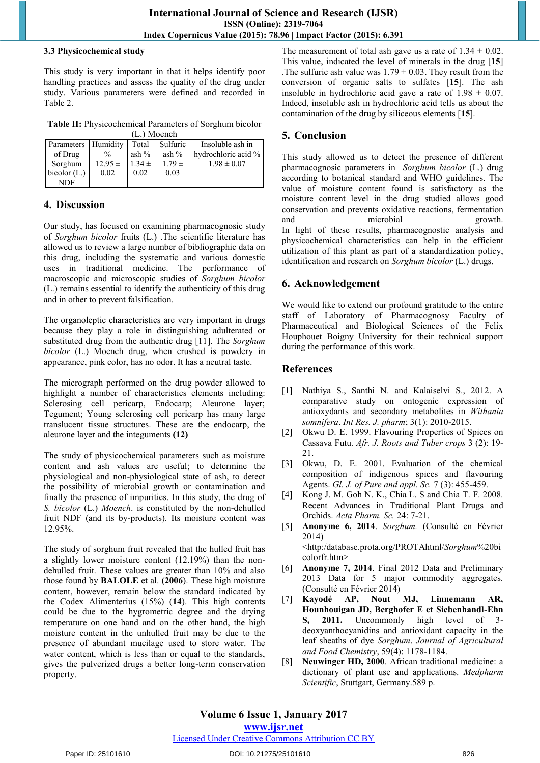### 3.3 Physicochemical study

This study is very important in that it helps identify poor handling practices and assess the quality of the drug under study. Various parameters were defined and recorded in Table 2.

**Table II:** Physicochemical Parameters of Sorghum bicolor (L.) Moench

| Parameters of Drug | Humidity % | Total ash % | Sulfuric ash % | Insoluble ash in hydrochloric acid % |
|---|---|---|---|---|
| Sorghum bicolor (L.) NDF | 12.95 ± 0.02 | 1.34 ± 0.02 | 1.79 ± 0.03 | 1.98 ± 0.07 |

## 4. Discussion

Our study, has focused on examining pharmacognosic study of *Sorghum bicolor* fruits (L.) .The scientific literature has allowed us to review a large number of bibliographic data on this drug, including the systematic and various domestic uses in traditional medicine. The performance of macroscopic and microscopic studies of *Sorghum bicolor* (L.) remains essential to identify the authenticity of this drug and in other to prevent falsification.

The organoleptic characteristics are very important in drugs because they play a role in distinguishing adulterated or substituted drug from the authentic drug [11]. The *Sorghum bicolor* (L.) Moench drug, when crushed is powdery in appearance, pink color, has no odor. It has a neutral taste.

The micrograph performed on the drug powder allowed to highlight a number of characteristics elements including: Sclerosing cell pericarp, Endocarp; Aleurone layer; Tegument; Young sclerosing cell pericarp has many large translucent tissue structures. These are the endocarp, the aleurone layer and the integuments **(12)**

The study of physicochemical parameters such as moisture content and ash values are useful; to determine the physiological and non-physiological state of ash, to detect the possibility of microbial growth or contamination and finally the presence of impurities. In this study, the drug of *S. bicolor* (L.) *Moench*. is constituted by the non-dehulled fruit NDF (and its by-products). Its moisture content was 12.95%.

The study of sorghum fruit revealed that the hulled fruit has a slightly lower moisture content (12.19%) than the non-dehulled fruit. These values are greater than 10% and also those found by **BALOLE** et al. **(2006)**. These high moisture content, however, remain below the standard indicated by the Codex Alimenterius (15%) (**14**). This high contents could be due to the hygrometric degree and the drying temperature on one hand and on the other hand, the high moisture content in the unhulled fruit may be due to the presence of abundant mucilage used to store water. The water content, which is less than or equal to the standards, gives the pulverized drugs a better long-term conservation property.

The measurement of total ash gave us a rate of 1.34 ± 0.02. This value, indicated the level of minerals in the drug [**15**] .The sulfuric ash value was 1.79 ± 0.03. They result from the conversion of organic salts to sulfates [**15**]. The ash insoluble in hydrochloric acid gave a rate of 1.98 ± 0.07. Indeed, insoluble ash in hydrochloric acid tells us about the contamination of the drug by siliceous elements [**15**].

## 5. Conclusion

This study allowed us to detect the presence of different pharmacognosic parameters in *Sorghum bicolor* (L.) drug according to botanical standard and WHO guidelines. The value of moisture content found is satisfactory as the moisture content level in the drug studied allows good conservation and prevents oxidative reactions, fermentation and microbial growth.

In light of these results, pharmacognostic analysis and physicochemical characteristics can help in the efficient utilization of this plant as part of a standardization policy, identification and research on *Sorghum bicolor* (L.) drugs.

## 6. Acknowledgement

We would like to extend our profound gratitude to the entire staff of Laboratory of Pharmacognosy Faculty of Pharmaceutical and Biological Sciences of the Felix Houphouet Boigny University for their technical support during the performance of this work.

## References

[1] Nathiya S., Santhi N. and Kalaiselvi S., 2012. A comparative study on ontogenic expression of antioxydants and secondary metabolites in *Withania somnifera*. *Int Res. J. pharm*; 3(1): 2010-2015.

[2] Okwu D. E. 1999. Flavouring Properties of Spices on Cassava Futu. *Afr. J. Roots and Tuber crops* 3 (2): 19-21.

[3] Okwu, D. E. 2001. Evaluation of the chemical composition of indigenous spices and flavouring Agents. *Gl. J. of Pure and appl. Sc.* 7 (3): 455-459.

[4] Kong J. M. Goh N. K., Chia L. S and Chia T. F. 2008. Recent Advances in Traditional Plant Drugs and Orchids. *Acta Pharm. Sc.* 24: 7-21.

[5] **Anonyme 6, 2014**. *Sorghum*. (Consulté en Février 2014) <http:/database.prota.org/PROTAhtml/*Sorghum*%20bicolorfr.htm>

[6] **Anonyme 7, 2014**. Final 2012 Data and Preliminary 2013 Data for 5 major commodity aggregates. (Consulté en Février 2014)

[7] **Kayodé AP, Nout MJ, Linnemann AR, Hounhouigan JD, Berghofer E et Siebenhandl-Ehn S, 2011.** Uncommonly high level of 3-deoxyanthocyanidins and antioxidant capacity in the leaf sheaths of dye *Sorghum*. *Journal of Agricultural and Food Chemistry*, 59(4): 1178-1184.

[8] **Neuwinger HD, 2000**. African traditional medicine: a dictionary of plant use and applications. *Medpharm Scientific*, Stuttgart, Germany.589 p.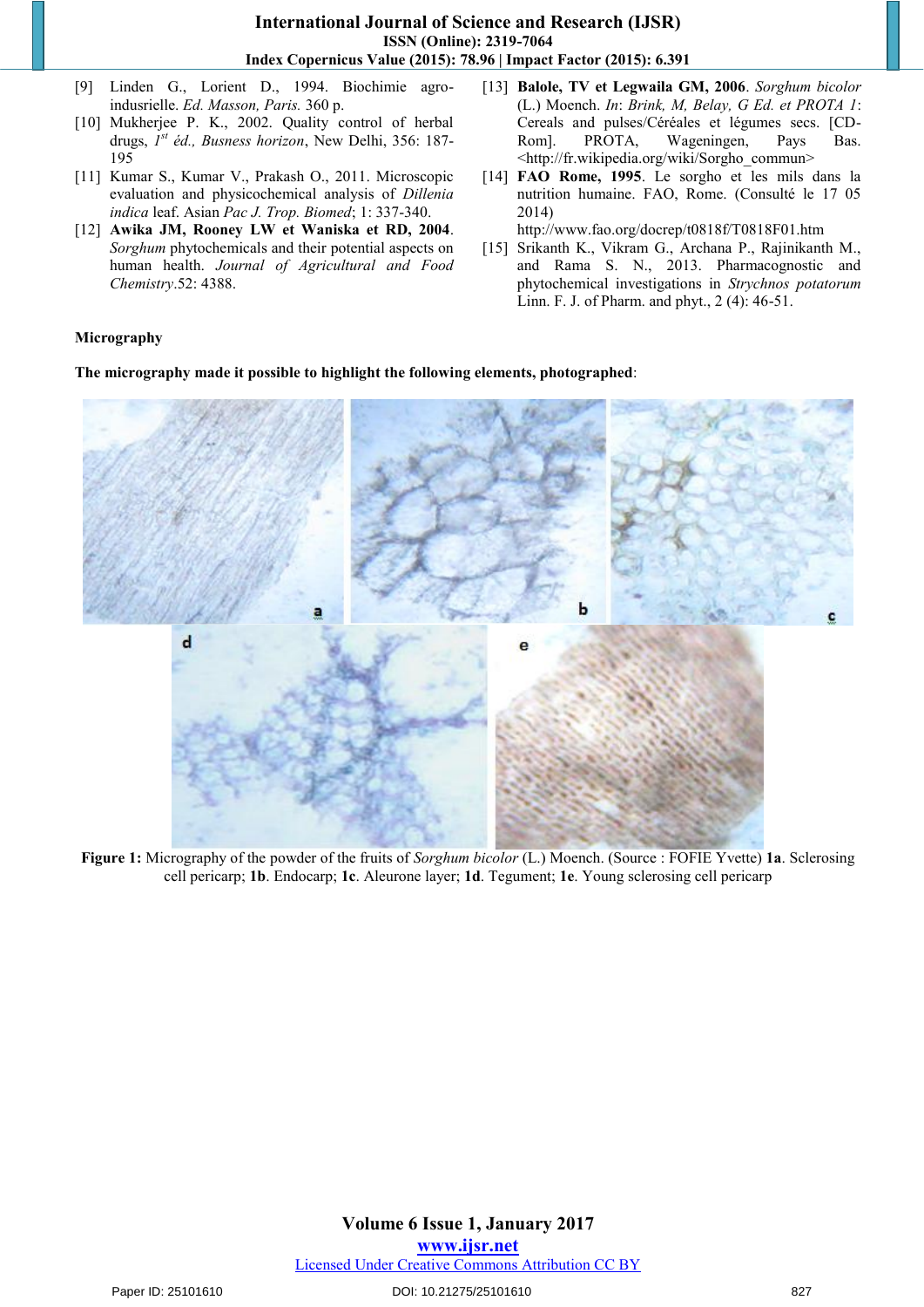[9] Linden G., Lorient D., 1994. Biochimie agro-indusrielle. *Ed. Masson, Paris.* 360 p.

[10] Mukherjee P. K., 2002. Quality control of herbal drugs, *1st éd., Busness horizon*, New Delhi, 356: 187-195

[11] Kumar S., Kumar V., Prakash O., 2011. Microscopic evaluation and physicochemical analysis of *Dillenia indica* leaf. Asian *Pac J. Trop. Biomed*; 1: 337-340.

[12] **Awika JM, Rooney LW et Waniska et RD, 2004**. *Sorghum* phytochemicals and their potential aspects on human health. *Journal of Agricultural and Food Chemistry*.52: 4388.

[13] **Balole, TV et Legwaila GM, 2006**. *Sorghum bicolor* (L.) Moench. *In*: *Brink, M, Belay, G Ed. et PROTA 1*: Cereals and pulses/Céréales et légumes secs. [CD-Rom]. PROTA, Wageningen, Pays Bas. <http://fr.wikipedia.org/wiki/Sorgho_commun>

[14] **FAO Rome, 1995**. Le sorgho et les mils dans la nutrition humaine. FAO, Rome. (Consulté le 17 05 2014) http://www.fao.org/docrep/t0818f/T0818F01.htm

[15] Srikanth K., Vikram G., Archana P., Rajinikanth M., and Rama S. N., 2013. Pharmacognostic and phytochemical investigations in *Strychnos potatorum* Linn. F. J. of Pharm. and phyt., 2 (4): 46-51.

**Micrography**

**The micrography made it possible to highlight the following elements, photographed**:

**Figure 1:** Micrography of the powder of the fruits of *Sorghum bicolor* (L.) Moench. (Source : FOFIE Yvette) **1a**. Sclerosing cell pericarp; **1b**. Endocarp; **1c**. Aleurone layer; **1d**. Tegument; **1e**. Young sclerosing cell pericarp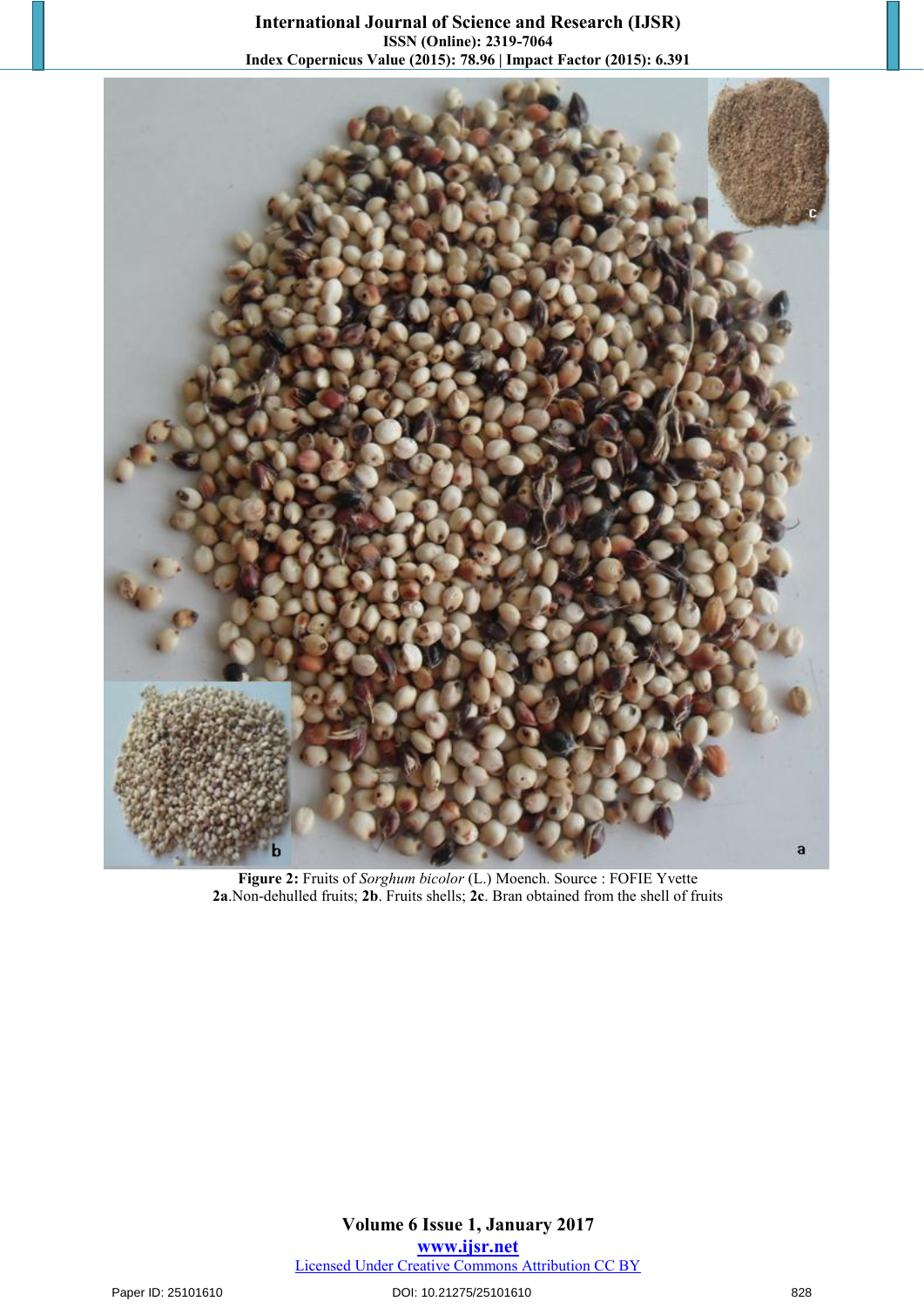**Figure 2:** Fruits of *Sorghum bicolor* (L.) Moench. Source : FOFIE Yvette
**2a**.Non-dehulled fruits; **2b**. Fruits shells; **2c**. Bran obtained from the shell of fruits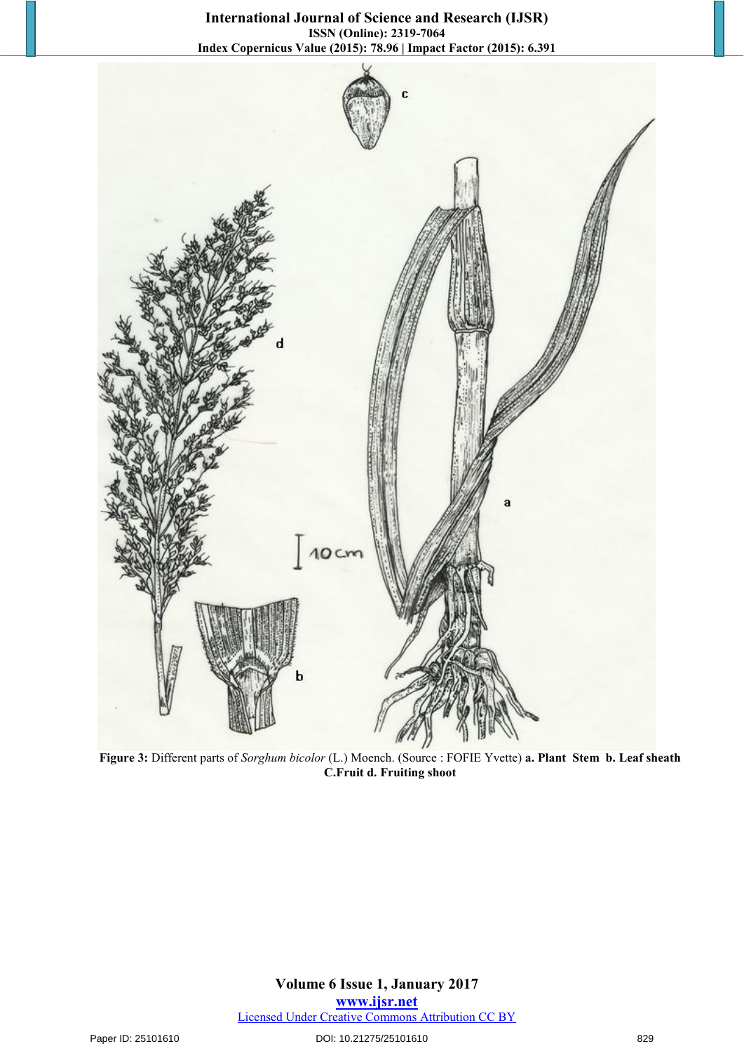**Figure 3:** Different parts of *Sorghum bicolor* (L.) Moench. (Source : FOFIE Yvette) **a. Plant Stem b. Leaf sheath C.Fruit d. Fruiting shoot**